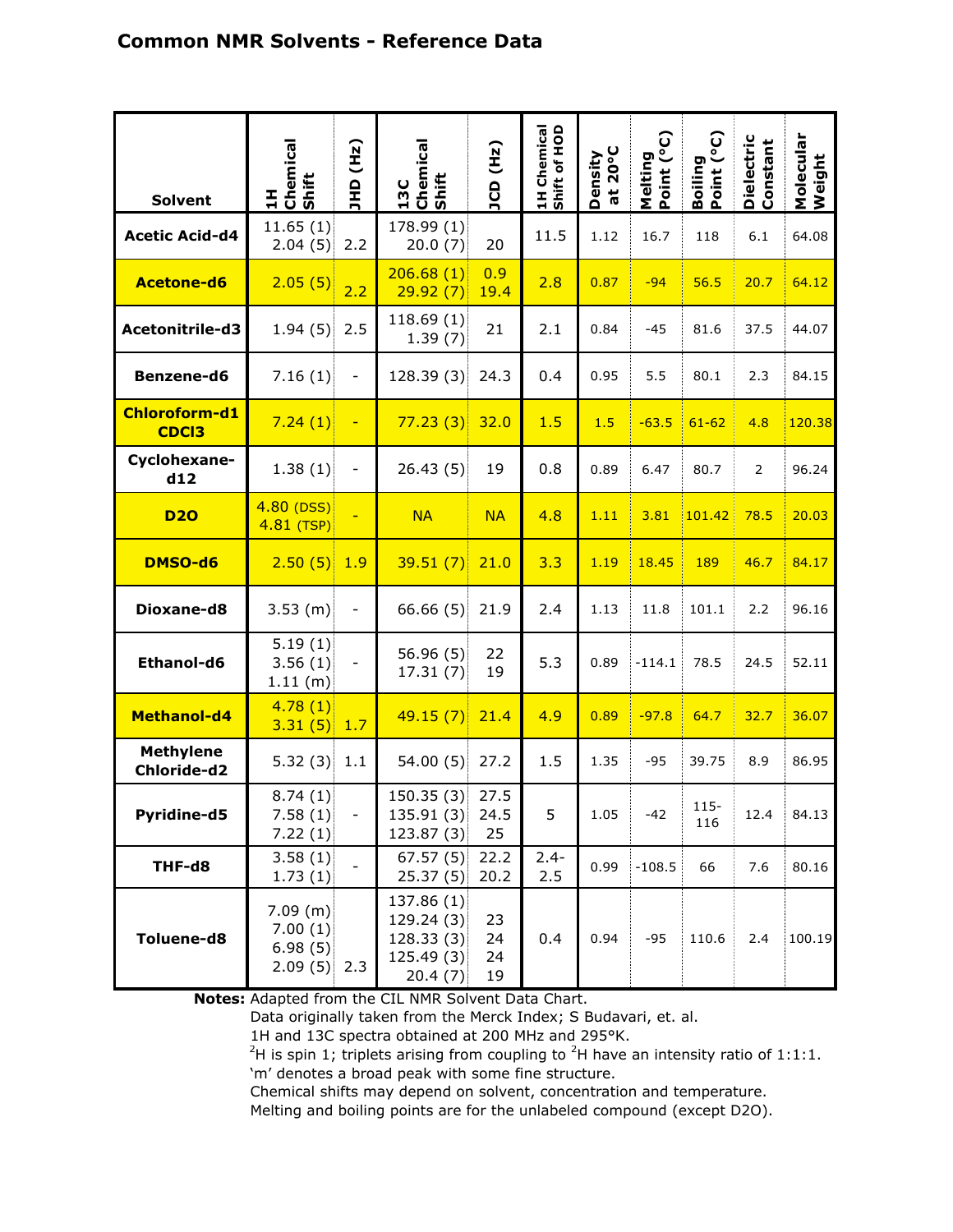# Common NMR Solvents - Reference Data

| Solvent | 1H Chemical Shift | JHD (Hz) | 13C Chemical Shift | JCD (Hz) | 1H Chemical Shift of HOD | Density at 20°C | Melting Point (°C) | Boiling Point (°C) | Dielectric Constant | Molecular Weight |
|---|---|---|---|---|---|---|---|---|---|---|
| **Acetic Acid-d4** | 11.65 (1)<br>2.04 (5) | 2.2 | 178.99 (1)<br>20.0 (7) | 20 | 11.5 | 1.12 | 16.7 | 118 | 6.1 | 64.08 |
| **Acetone-d6** | 2.05 (5) | 2.2 | 206.68 (1)<br>29.92 (7) | 0.9<br>19.4 | 2.8 | 0.87 | -94 | 56.5 | 20.7 | 64.12 |
| **Acetonitrile-d3** | 1.94 (5) | 2.5 | 118.69 (1)<br>1.39 (7) | 21 | 2.1 | 0.84 | -45 | 81.6 | 37.5 | 44.07 |
| **Benzene-d6** | 7.16 (1) | - | 128.39 (3) | 24.3 | 0.4 | 0.95 | 5.5 | 80.1 | 2.3 | 84.15 |
| **Chloroform-d1 CDCl3** | 7.24 (1) | - | 77.23 (3) | 32.0 | 1.5 | 1.5 | -63.5 | 61-62 | 4.8 | 120.38 |
| **Cyclohexane-d12** | 1.38 (1) | - | 26.43 (5) | 19 | 0.8 | 0.89 | 6.47 | 80.7 | 2 | 96.24 |
| **D2O** | 4.80 (DSS)<br>4.81 (TSP) | - | NA | NA | 4.8 | 1.11 | 3.81 | 101.42 | 78.5 | 20.03 |
| **DMSO-d6** | 2.50 (5) | 1.9 | 39.51 (7) | 21.0 | 3.3 | 1.19 | 18.45 | 189 | 46.7 | 84.17 |
| **Dioxane-d8** | 3.53 (m) | - | 66.66 (5) | 21.9 | 2.4 | 1.13 | 11.8 | 101.1 | 2.2 | 96.16 |
| **Ethanol-d6** | 5.19 (1)<br>3.56 (1)<br>1.11 (m) | - | 56.96 (5)<br>17.31 (7) | 22<br>19 | 5.3 | 0.89 | -114.1 | 78.5 | 24.5 | 52.11 |
| **Methanol-d4** | 4.78 (1)<br>3.31 (5) | 1.7 | 49.15 (7) | 21.4 | 4.9 | 0.89 | -97.8 | 64.7 | 32.7 | 36.07 |
| **Methylene Chloride-d2** | 5.32 (3) | 1.1 | 54.00 (5) | 27.2 | 1.5 | 1.35 | -95 | 39.75 | 8.9 | 86.95 |
| **Pyridine-d5** | 8.74 (1)<br>7.58 (1)<br>7.22 (1) | - | 150.35 (3)<br>135.91 (3)<br>123.87 (3) | 27.5<br>24.5<br>25 | 5 | 1.05 | -42 | 115-116 | 12.4 | 84.13 |
| **THF-d8** | 3.58 (1)<br>1.73 (1) | - | 67.57 (5)<br>25.37 (5) | 22.2<br>20.2 | 2.4-2.5 | 0.99 | -108.5 | 66 | 7.6 | 80.16 |
| **Toluene-d8** | 7.09 (m)<br>7.00 (1)<br>6.98 (5)<br>2.09 (5) | 2.3 | 137.86 (1)<br>129.24 (3)<br>128.33 (3)<br>125.49 (3)<br>20.4 (7) | 23<br>24<br>24<br>19 | 0.4 | 0.94 | -95 | 110.6 | 2.4 | 100.19 |

**Notes:** Adapted from the CIL NMR Solvent Data Chart.
Data originally taken from the Merck Index; S Budavari, et. al.
1H and 13C spectra obtained at 200 MHz and 295°K.
$^2$H is spin 1; triplets arising from coupling to $^2$H have an intensity ratio of 1:1:1.
'm' denotes a broad peak with some fine structure.
Chemical shifts may depend on solvent, concentration and temperature.
Melting and boiling points are for the unlabeled compound (except D2O).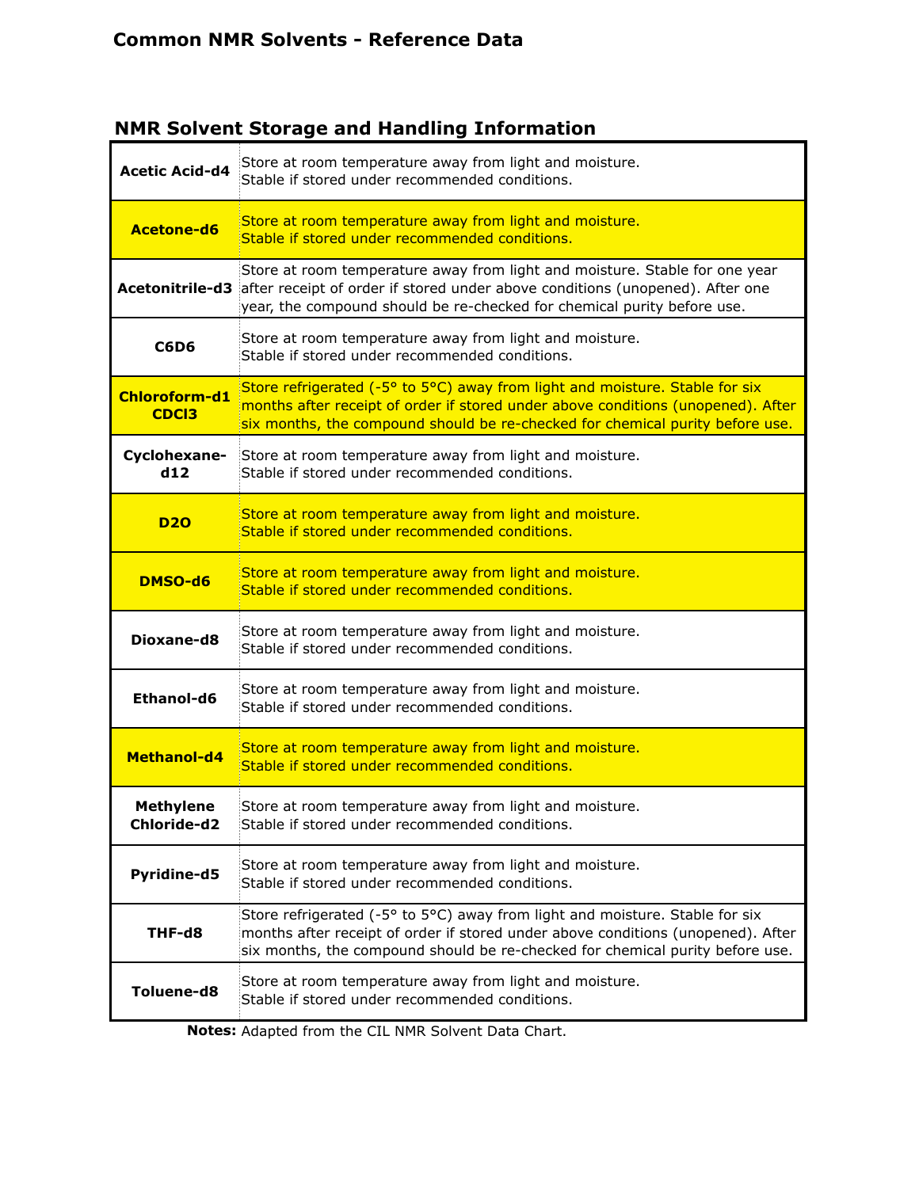## Common NMR Solvents - Reference Data

### NMR Solvent Storage and Handling Information

| | |
|---|---|
| **Acetic Acid-d4** | Store at room temperature away from light and moisture. Stable if stored under recommended conditions. |
| **Acetone-d6** | Store at room temperature away from light and moisture. Stable if stored under recommended conditions. |
| **Acetonitrile-d3** | Store at room temperature away from light and moisture. Stable for one year after receipt of order if stored under above conditions (unopened). After one year, the compound should be re-checked for chemical purity before use. |
| **C6D6** | Store at room temperature away from light and moisture. Stable if stored under recommended conditions. |
| **Chloroform-d1 CDCl3** | Store refrigerated (-5° to 5°C) away from light and moisture. Stable for six months after receipt of order if stored under above conditions (unopened). After six months, the compound should be re-checked for chemical purity before use. |
| **Cyclohexane-d12** | Store at room temperature away from light and moisture. Stable if stored under recommended conditions. |
| **D2O** | Store at room temperature away from light and moisture. Stable if stored under recommended conditions. |
| **DMSO-d6** | Store at room temperature away from light and moisture. Stable if stored under recommended conditions. |
| **Dioxane-d8** | Store at room temperature away from light and moisture. Stable if stored under recommended conditions. |
| **Ethanol-d6** | Store at room temperature away from light and moisture. Stable if stored under recommended conditions. |
| **Methanol-d4** | Store at room temperature away from light and moisture. Stable if stored under recommended conditions. |
| **Methylene Chloride-d2** | Store at room temperature away from light and moisture. Stable if stored under recommended conditions. |
| **Pyridine-d5** | Store at room temperature away from light and moisture. Stable if stored under recommended conditions. |
| **THF-d8** | Store refrigerated (-5° to 5°C) away from light and moisture. Stable for six months after receipt of order if stored under above conditions (unopened). After six months, the compound should be re-checked for chemical purity before use. |
| **Toluene-d8** | Store at room temperature away from light and moisture. Stable if stored under recommended conditions. |

**Notes:** Adapted from the CIL NMR Solvent Data Chart.